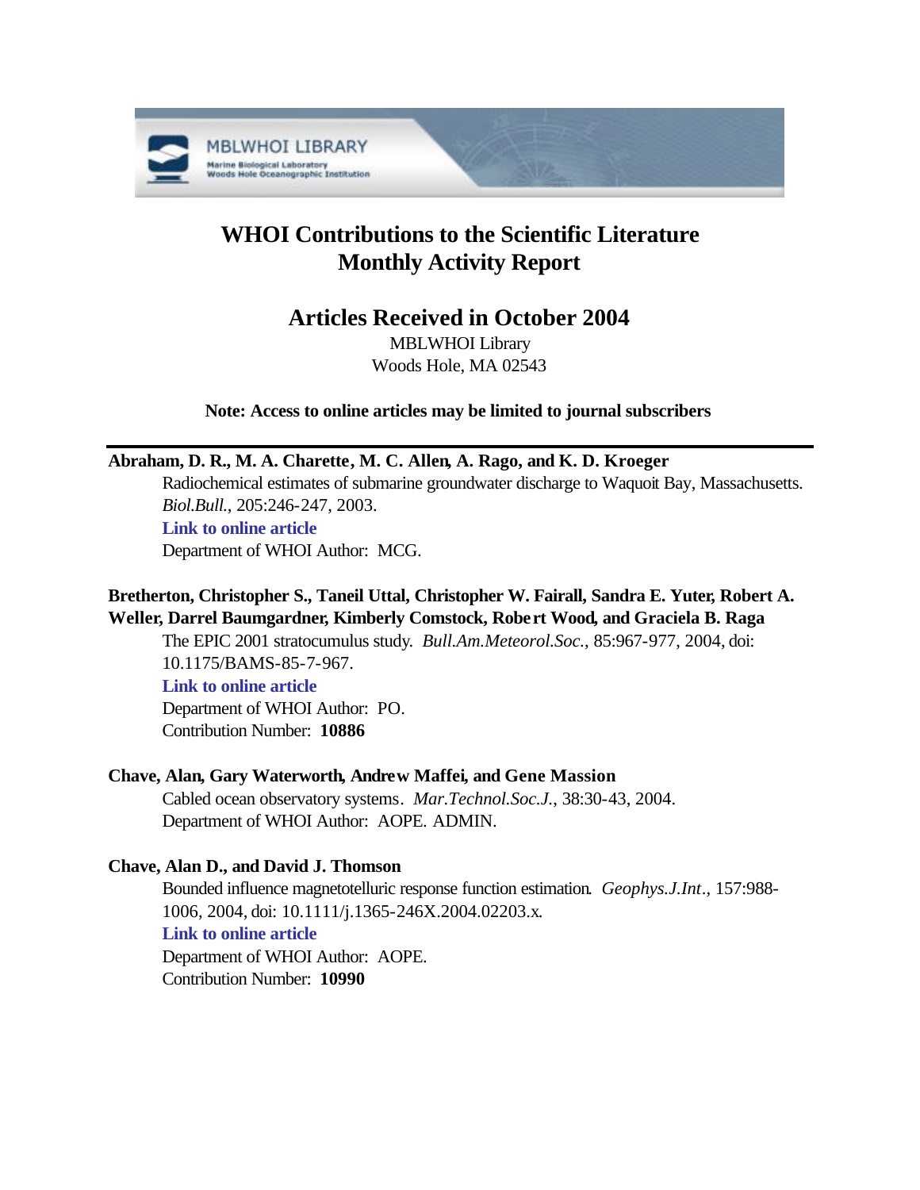# WHOI Contributions to the Scientific Literature Monthly Activity Report

## Articles Received in October 2004

MBLWHOI Library
Woods Hole, MA 02543

**Note: Access to online articles may be limited to journal subscribers**

---

**Abraham, D. R., M. A. Charette, M. C. Allen, A. Rago, and K. D. Kroeger**

Radiochemical estimates of submarine groundwater discharge to Waquoit Bay, Massachusetts. *Biol.Bull.*, 205:246-247, 2003.

**Link to online article**

Department of WHOI Author: MCG.

**Bretherton, Christopher S., Taneil Uttal, Christopher W. Fairall, Sandra E. Yuter, Robert A. Weller, Darrel Baumgardner, Kimberly Comstock, Robert Wood, and Graciela B. Raga**

The EPIC 2001 stratocumulus study. *Bull.Am.Meteorol.Soc.*, 85:967-977, 2004, doi: 10.1175/BAMS-85-7-967.

**Link to online article**

Department of WHOI Author: PO.

Contribution Number: **10886**

**Chave, Alan, Gary Waterworth, Andrew Maffei, and Gene Massion**

Cabled ocean observatory systems. *Mar.Technol.Soc.J.*, 38:30-43, 2004.

Department of WHOI Author: AOPE. ADMIN.

**Chave, Alan D., and David J. Thomson**

Bounded influence magnetotelluric response function estimation. *Geophys.J.Int.*, 157:988-1006, 2004, doi: 10.1111/j.1365-246X.2004.02203.x.

**Link to online article**

Department of WHOI Author: AOPE.

Contribution Number: **10990**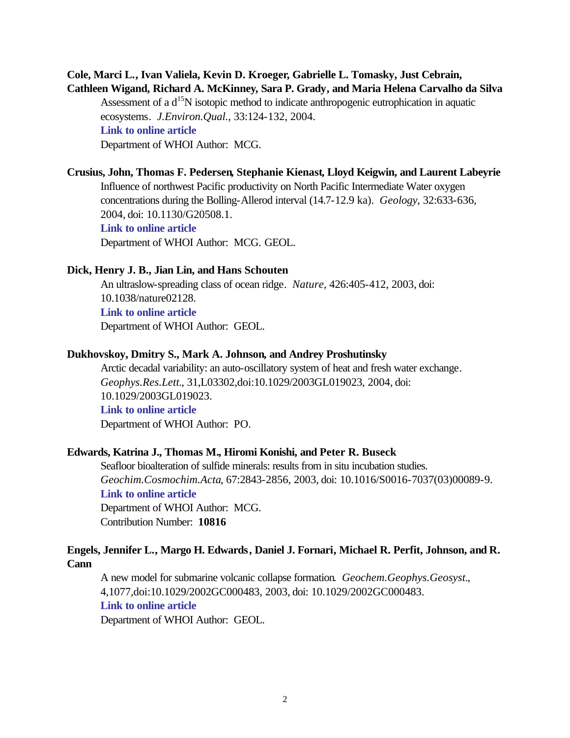**Cole, Marci L., Ivan Valiela, Kevin D. Kroeger, Gabrielle L. Tomasky, Just Cebrain, Cathleen Wigand, Richard A. McKinney, Sara P. Grady, and Maria Helena Carvalho da Silva**

Assessment of a $d^{15}N$ isotopic method to indicate anthropogenic eutrophication in aquatic ecosystems. *J.Environ.Qual.*, 33:124-132, 2004.
**Link to online article**
Department of WHOI Author: MCG.

**Crusius, John, Thomas F. Pedersen, Stephanie Kienast, Lloyd Keigwin, and Laurent Labeyrie**

Influence of northwest Pacific productivity on North Pacific Intermediate Water oxygen concentrations during the Bolling-Allerod interval (14.7-12.9 ka). *Geology*, 32:633-636, 2004, doi: 10.1130/G20508.1.
**Link to online article**
Department of WHOI Author: MCG. GEOL.

**Dick, Henry J. B., Jian Lin, and Hans Schouten**

An ultraslow-spreading class of ocean ridge. *Nature*, 426:405-412, 2003, doi: 10.1038/nature02128.
**Link to online article**
Department of WHOI Author: GEOL.

**Dukhovskoy, Dmitry S., Mark A. Johnson, and Andrey Proshutinsky**

Arctic decadal variability: an auto-oscillatory system of heat and fresh water exchange. *Geophys.Res.Lett.*, 31,L03302,doi:10.1029/2003GL019023, 2004, doi: 10.1029/2003GL019023.
**Link to online article**
Department of WHOI Author: PO.

**Edwards, Katrina J., Thomas M., Hiromi Konishi, and Peter R. Buseck**

Seafloor bioalteration of sulfide minerals: results from in situ incubation studies. *Geochim.Cosmochim.Acta*, 67:2843-2856, 2003, doi: 10.1016/S0016-7037(03)00089-9.
**Link to online article**
Department of WHOI Author: MCG.
Contribution Number: **10816**

**Engels, Jennifer L., Margo H. Edwards, Daniel J. Fornari, Michael R. Perfit, Johnson, and R. Cann**

A new model for submarine volcanic collapse formation. *Geochem.Geophys.Geosyst.*, 4,1077,doi:10.1029/2002GC000483, 2003, doi: 10.1029/2002GC000483.
**Link to online article**
Department of WHOI Author: GEOL.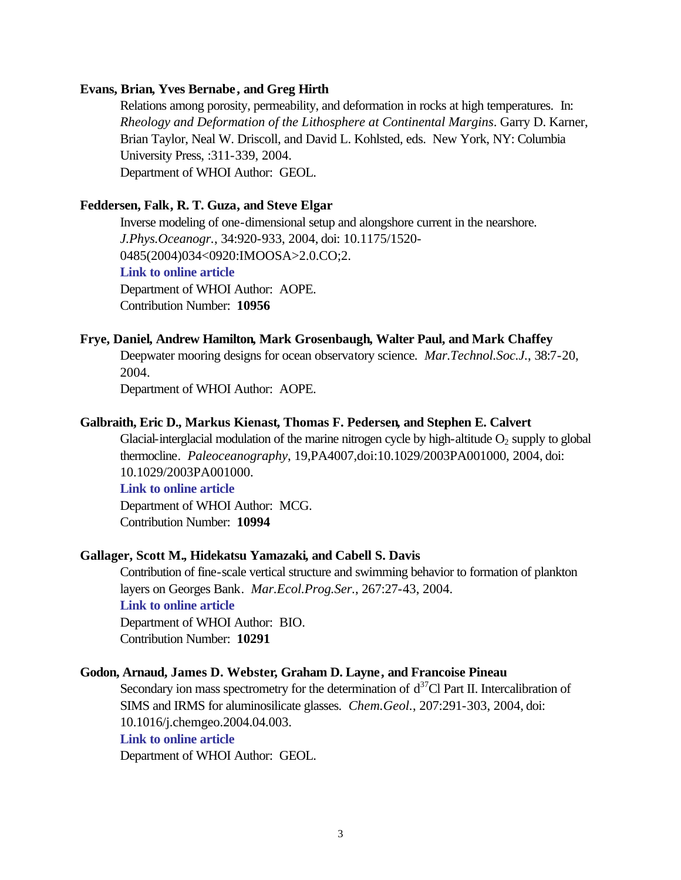**Evans, Brian, Yves Bernabe, and Greg Hirth**

Relations among porosity, permeability, and deformation in rocks at high temperatures. In: *Rheology and Deformation of the Lithosphere at Continental Margins*. Garry D. Karner, Brian Taylor, Neal W. Driscoll, and David L. Kohlsted, eds. New York, NY: Columbia University Press, :311-339, 2004.
Department of WHOI Author: GEOL.

**Feddersen, Falk, R. T. Guza, and Steve Elgar**

Inverse modeling of one-dimensional setup and alongshore current in the nearshore. *J.Phys.Oceanogr.*, 34:920-933, 2004, doi: 10.1175/1520-0485(2004)034<0920:IMOOSA>2.0.CO;2.
**Link to online article**
Department of WHOI Author: AOPE.
Contribution Number: **10956**

**Frye, Daniel, Andrew Hamilton, Mark Grosenbaugh, Walter Paul, and Mark Chaffey**

Deepwater mooring designs for ocean observatory science. *Mar.Technol.Soc.J.*, 38:7-20, 2004.
Department of WHOI Author: AOPE.

**Galbraith, Eric D., Markus Kienast, Thomas F. Pedersen, and Stephen E. Calvert**

Glacial-interglacial modulation of the marine nitrogen cycle by high-altitude $O_2$ supply to global thermocline. *Paleoceanography*, 19,PA4007,doi:10.1029/2003PA001000, 2004, doi: 10.1029/2003PA001000.
**Link to online article**
Department of WHOI Author: MCG.
Contribution Number: **10994**

**Gallager, Scott M., Hidekatsu Yamazaki, and Cabell S. Davis**

Contribution of fine-scale vertical structure and swimming behavior to formation of plankton layers on Georges Bank. *Mar.Ecol.Prog.Ser.*, 267:27-43, 2004.
**Link to online article**
Department of WHOI Author: BIO.
Contribution Number: **10291**

**Godon, Arnaud, James D. Webster, Graham D. Layne, and Francoise Pineau**

Secondary ion mass spectrometry for the determination of $d^{37}$Cl Part II. Intercalibration of SIMS and IRMS for aluminosilicate glasses. *Chem.Geol.*, 207:291-303, 2004, doi: 10.1016/j.chemgeo.2004.04.003.
**Link to online article**
Department of WHOI Author: GEOL.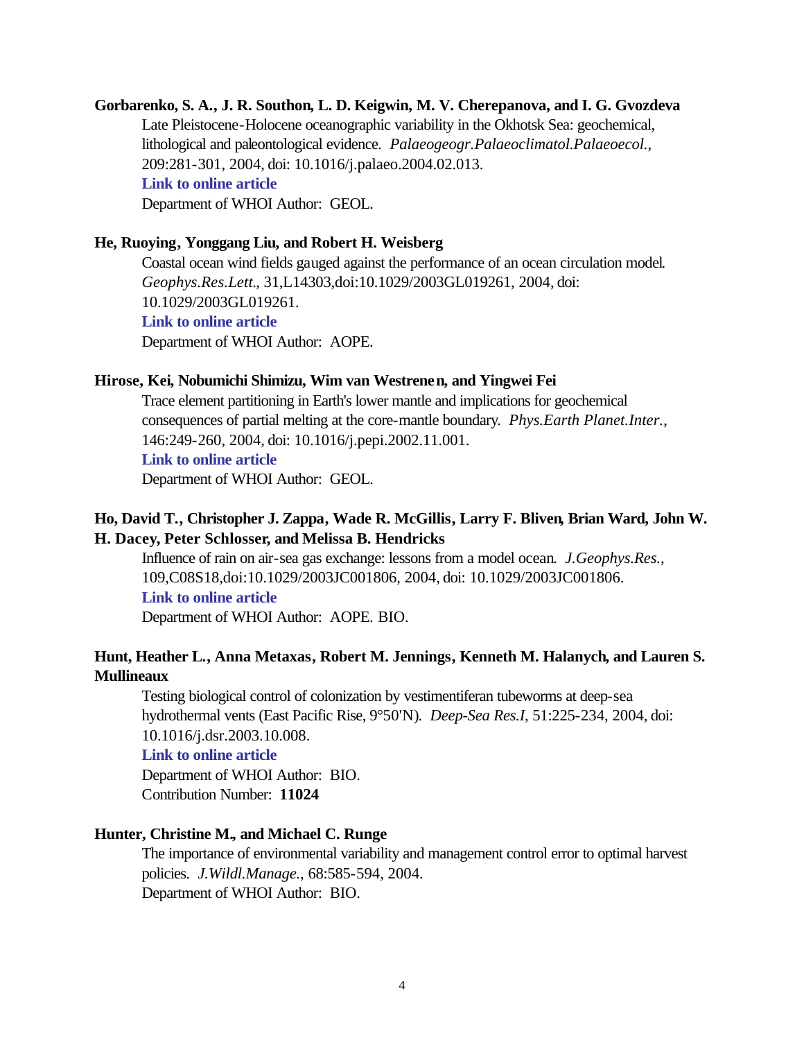**Gorbarenko, S. A., J. R. Southon, L. D. Keigwin, M. V. Cherepanova, and I. G. Gvozdeva**

Late Pleistocene-Holocene oceanographic variability in the Okhotsk Sea: geochemical, lithological and paleontological evidence. *Palaeogeogr.Palaeoclimatol.Palaeoecol.*, 209:281-301, 2004, doi: 10.1016/j.palaeo.2004.02.013.
**Link to online article**
Department of WHOI Author: GEOL.

**He, Ruoying, Yonggang Liu, and Robert H. Weisberg**

Coastal ocean wind fields gauged against the performance of an ocean circulation model. *Geophys.Res.Lett.*, 31,L14303,doi:10.1029/2003GL019261, 2004, doi: 10.1029/2003GL019261.
**Link to online article**
Department of WHOI Author: AOPE.

**Hirose, Kei, Nobumichi Shimizu, Wim van Westrenen, and Yingwei Fei**

Trace element partitioning in Earth's lower mantle and implications for geochemical consequences of partial melting at the core-mantle boundary. *Phys.Earth Planet.Inter.*, 146:249-260, 2004, doi: 10.1016/j.pepi.2002.11.001.
**Link to online article**
Department of WHOI Author: GEOL.

**Ho, David T., Christopher J. Zappa, Wade R. McGillis, Larry F. Bliven, Brian Ward, John W. H. Dacey, Peter Schlosser, and Melissa B. Hendricks**

Influence of rain on air-sea gas exchange: lessons from a model ocean. *J.Geophys.Res.*, 109,C08S18,doi:10.1029/2003JC001806, 2004, doi: 10.1029/2003JC001806.
**Link to online article**
Department of WHOI Author: AOPE. BIO.

**Hunt, Heather L., Anna Metaxas, Robert M. Jennings, Kenneth M. Halanych, and Lauren S. Mullineaux**

Testing biological control of colonization by vestimentiferan tubeworms at deep-sea hydrothermal vents (East Pacific Rise, 9°50'N). *Deep-Sea Res.I*, 51:225-234, 2004, doi: 10.1016/j.dsr.2003.10.008.
**Link to online article**
Department of WHOI Author: BIO.
Contribution Number: **11024**

**Hunter, Christine M., and Michael C. Runge**

The importance of environmental variability and management control error to optimal harvest policies. *J.Wildl.Manage.*, 68:585-594, 2004.
Department of WHOI Author: BIO.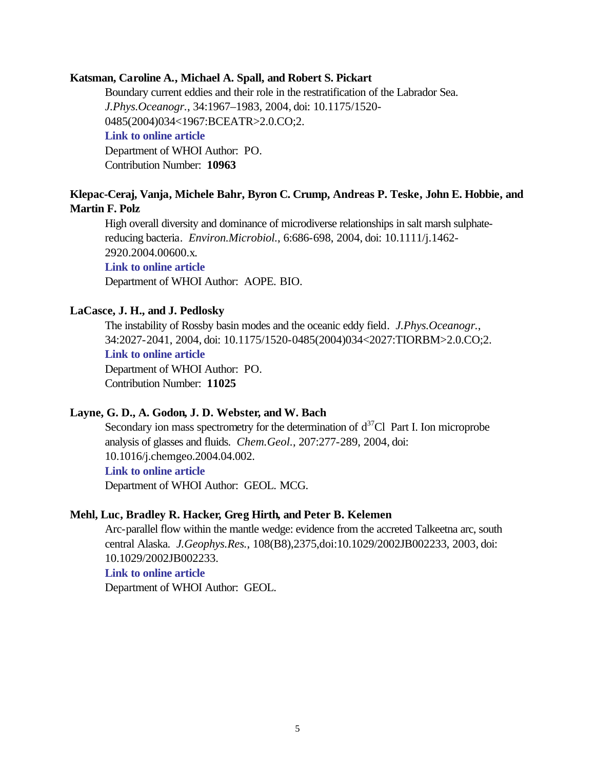**Katsman, Caroline A., Michael A. Spall, and Robert S. Pickart**

Boundary current eddies and their role in the restratification of the Labrador Sea. *J.Phys.Oceanogr.*, 34:1967–1983, 2004, doi: 10.1175/1520-0485(2004)034<1967:BCEATR>2.0.CO;2.

**Link to online article**

Department of WHOI Author: PO.

Contribution Number: **10963**

**Klepac-Ceraj, Vanja, Michele Bahr, Byron C. Crump, Andreas P. Teske, John E. Hobbie, and Martin F. Polz**

High overall diversity and dominance of microdiverse relationships in salt marsh sulphate-reducing bacteria. *Environ.Microbiol.*, 6:686-698, 2004, doi: 10.1111/j.1462-2920.2004.00600.x.

**Link to online article**

Department of WHOI Author: AOPE. BIO.

**LaCasce, J. H., and J. Pedlosky**

The instability of Rossby basin modes and the oceanic eddy field. *J.Phys.Oceanogr.*, 34:2027-2041, 2004, doi: 10.1175/1520-0485(2004)034<2027:TIORBM>2.0.CO;2.

**Link to online article**

Department of WHOI Author: PO.

Contribution Number: **11025**

**Layne, G. D., A. Godon, J. D. Webster, and W. Bach**

Secondary ion mass spectrometry for the determination of $d^{37}$Cl Part I. Ion microprobe analysis of glasses and fluids. *Chem.Geol.*, 207:277-289, 2004, doi: 10.1016/j.chemgeo.2004.04.002.

**Link to online article**

Department of WHOI Author: GEOL. MCG.

**Mehl, Luc, Bradley R. Hacker, Greg Hirth, and Peter B. Kelemen**

Arc-parallel flow within the mantle wedge: evidence from the accreted Talkeetna arc, south central Alaska. *J.Geophys.Res.*, 108(B8),2375,doi:10.1029/2002JB002233, 2003, doi: 10.1029/2002JB002233.

**Link to online article**

Department of WHOI Author: GEOL.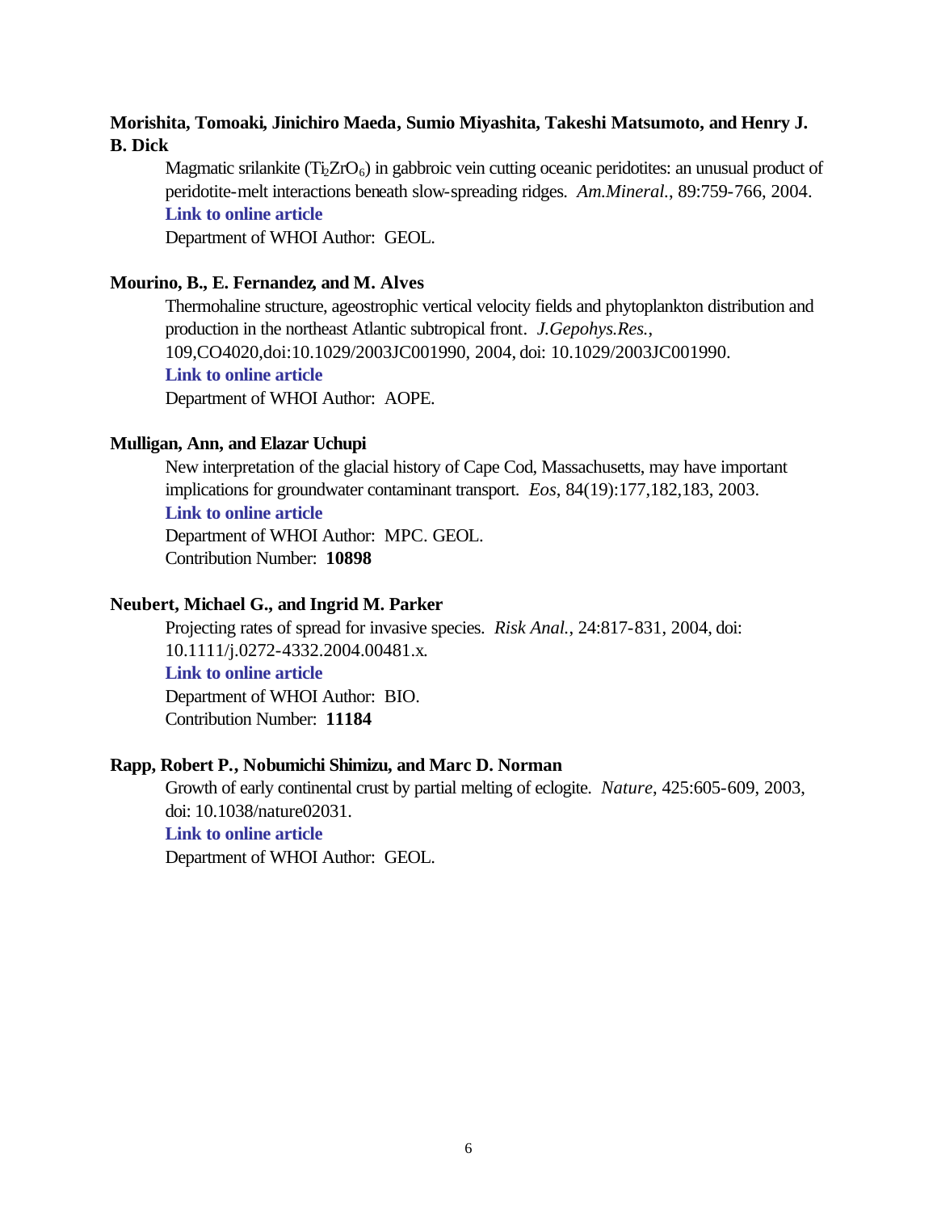**Morishita, Tomoaki, Jinichiro Maeda, Sumio Miyashita, Takeshi Matsumoto, and Henry J. B. Dick**

Magmatic srilankite ($Ti_2ZrO_6$) in gabbroic vein cutting oceanic peridotites: an unusual product of peridotite-melt interactions beneath slow-spreading ridges. *Am.Mineral.*, 89:759-766, 2004.

**Link to online article**

Department of WHOI Author: GEOL.

**Mourino, B., E. Fernandez, and M. Alves**

Thermohaline structure, ageostrophic vertical velocity fields and phytoplankton distribution and production in the northeast Atlantic subtropical front. *J.Gepohys.Res.*, 109,CO4020,doi:10.1029/2003JC001990, 2004, doi: 10.1029/2003JC001990.

**Link to online article**

Department of WHOI Author: AOPE.

**Mulligan, Ann, and Elazar Uchupi**

New interpretation of the glacial history of Cape Cod, Massachusetts, may have important implications for groundwater contaminant transport. *Eos*, 84(19):177,182,183, 2003.

**Link to online article**

Department of WHOI Author: MPC. GEOL.

Contribution Number: **10898**

**Neubert, Michael G., and Ingrid M. Parker**

Projecting rates of spread for invasive species. *Risk Anal.*, 24:817-831, 2004, doi: 10.1111/j.0272-4332.2004.00481.x.

**Link to online article**

Department of WHOI Author: BIO.

Contribution Number: **11184**

**Rapp, Robert P., Nobumichi Shimizu, and Marc D. Norman**

Growth of early continental crust by partial melting of eclogite. *Nature*, 425:605-609, 2003, doi: 10.1038/nature02031.

**Link to online article**

Department of WHOI Author: GEOL.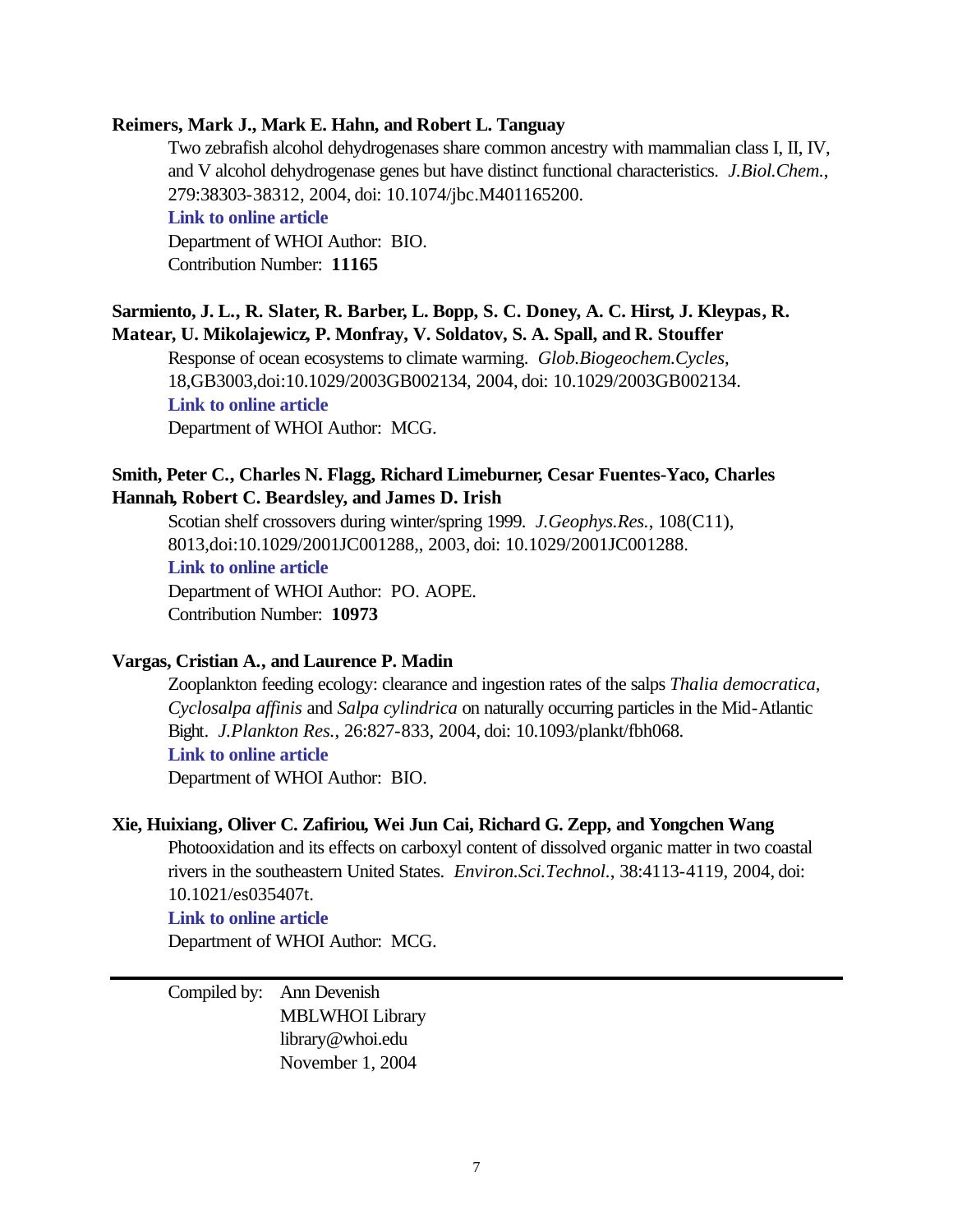**Reimers, Mark J., Mark E. Hahn, and Robert L. Tanguay**

Two zebrafish alcohol dehydrogenases share common ancestry with mammalian class I, II, IV, and V alcohol dehydrogenase genes but have distinct functional characteristics. *J.Biol.Chem.*, 279:38303-38312, 2004, doi: 10.1074/jbc.M401165200.

**Link to online article**

Department of WHOI Author: BIO.

Contribution Number: **11165**

**Sarmiento, J. L., R. Slater, R. Barber, L. Bopp, S. C. Doney, A. C. Hirst, J. Kleypas, R. Matear, U. Mikolajewicz, P. Monfray, V. Soldatov, S. A. Spall, and R. Stouffer**

Response of ocean ecosystems to climate warming. *Glob.Biogeochem.Cycles*, 18,GB3003,doi:10.1029/2003GB002134, 2004, doi: 10.1029/2003GB002134.

**Link to online article**

Department of WHOI Author: MCG.

**Smith, Peter C., Charles N. Flagg, Richard Limeburner, Cesar Fuentes-Yaco, Charles Hannah, Robert C. Beardsley, and James D. Irish**

Scotian shelf crossovers during winter/spring 1999. *J.Geophys.Res.*, 108(C11), 8013,doi:10.1029/2001JC001288,, 2003, doi: 10.1029/2001JC001288.

**Link to online article**

Department of WHOI Author: PO. AOPE.

Contribution Number: **10973**

**Vargas, Cristian A., and Laurence P. Madin**

Zooplankton feeding ecology: clearance and ingestion rates of the salps *Thalia democratica*, *Cyclosalpa affinis* and *Salpa cylindrica* on naturally occurring particles in the Mid-Atlantic Bight. *J.Plankton Res.*, 26:827-833, 2004, doi: 10.1093/plankt/fbh068.

**Link to online article**

Department of WHOI Author: BIO.

**Xie, Huixiang, Oliver C. Zafiriou, Wei Jun Cai, Richard G. Zepp, and Yongchen Wang**

Photooxidation and its effects on carboxyl content of dissolved organic matter in two coastal rivers in the southeastern United States. *Environ.Sci.Technol.*, 38:4113-4119, 2004, doi: 10.1021/es035407t.

**Link to online article**

Department of WHOI Author: MCG.

---

Compiled by: Ann Devenish
MBLWHOI Library
library@whoi.edu
November 1, 2004